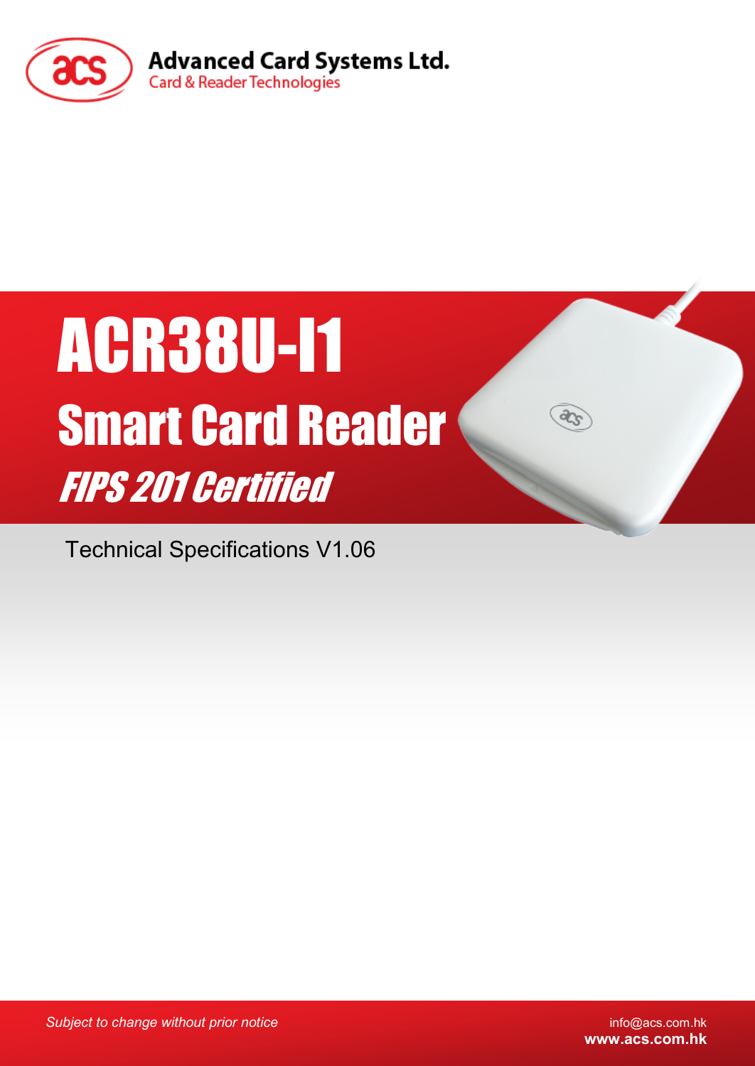Advanced Card Systems Ltd.
Card & Reader Technologies

# ACR38U-I1

## Smart Card Reader

### *FIPS 201 Certified*

Technical Specifications V1.06

*Subject to change without prior notice*

info@acs.com.hk
**www.acs.com.hk**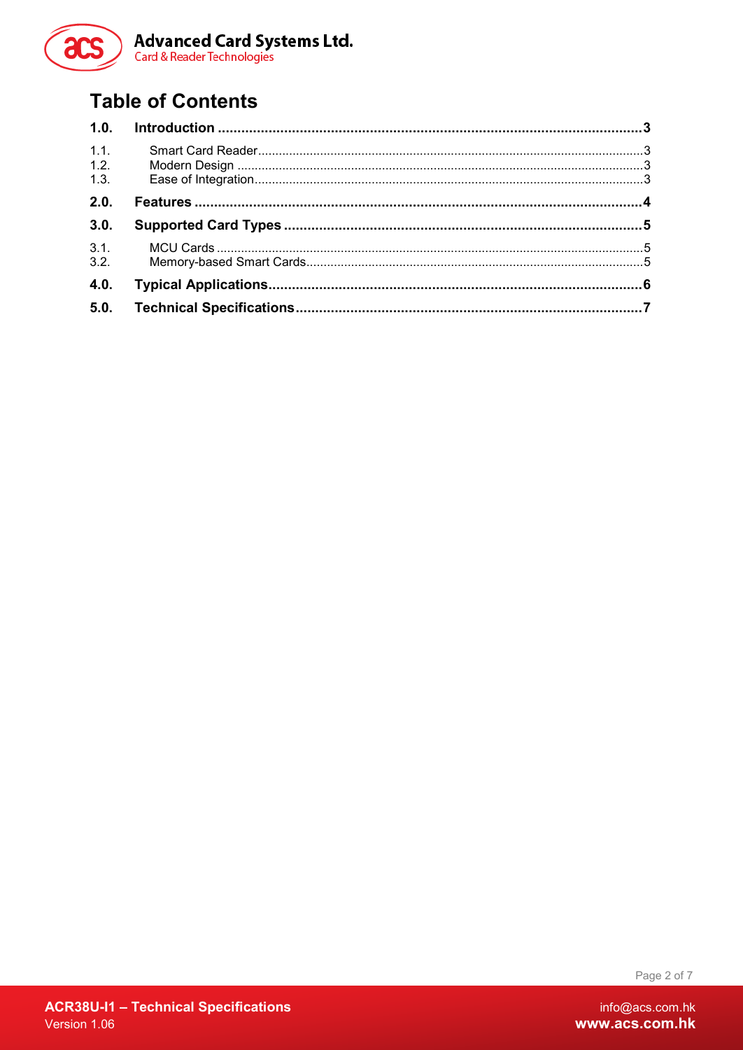# Table of Contents

**1.0. Introduction ........................................................................................................3**

1.1. Smart Card Reader.........................................................................................................3
1.2. Modern Design ...............................................................................................................3
1.3. Ease of Integration..........................................................................................................3

**2.0. Features ................................................................................................................4**

**3.0. Supported Card Types ........................................................................................5**

3.1. MCU Cards .....................................................................................................................5
3.2. Memory-based Smart Cards...........................................................................................5

**4.0. Typical Applications............................................................................................6**

**5.0. Technical Specifications......................................................................................7**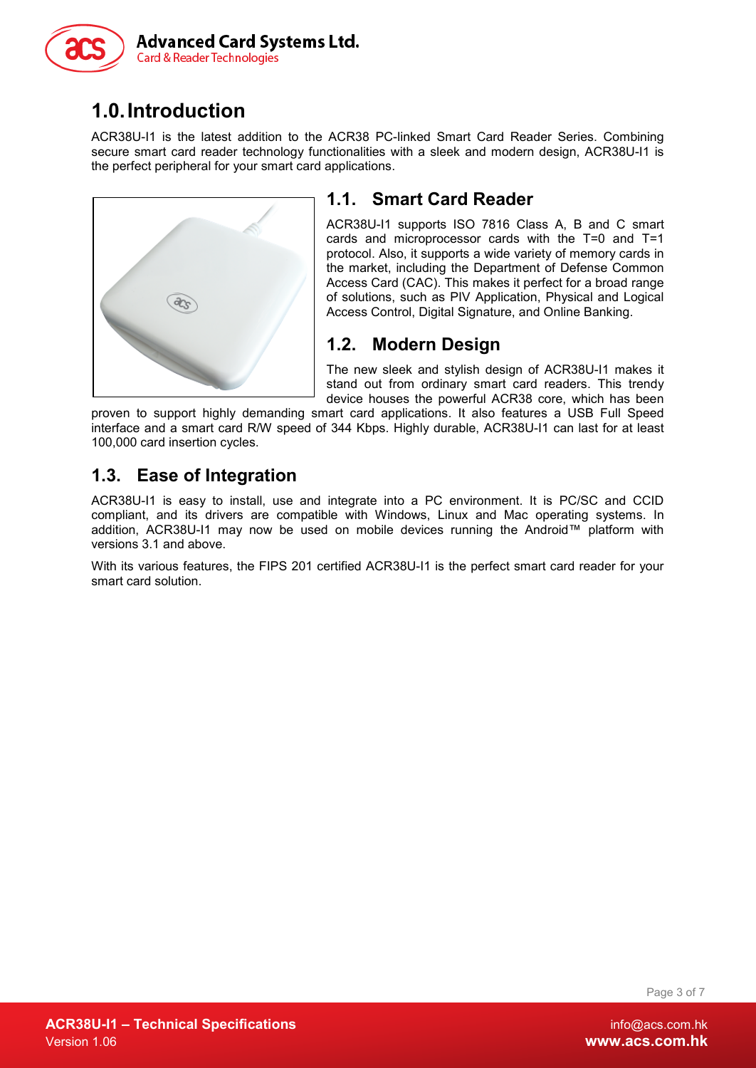# 1.0. Introduction

ACR38U-I1 is the latest addition to the ACR38 PC-linked Smart Card Reader Series. Combining secure smart card reader technology functionalities with a sleek and modern design, ACR38U-I1 is the perfect peripheral for your smart card applications.

## 1.1. Smart Card Reader

ACR38U-I1 supports ISO 7816 Class A, B and C smart cards and microprocessor cards with the T=0 and T=1 protocol. Also, it supports a wide variety of memory cards in the market, including the Department of Defense Common Access Card (CAC). This makes it perfect for a broad range of solutions, such as PIV Application, Physical and Logical Access Control, Digital Signature, and Online Banking.

## 1.2. Modern Design

The new sleek and stylish design of ACR38U-I1 makes it stand out from ordinary smart card readers. This trendy device houses the powerful ACR38 core, which has been proven to support highly demanding smart card applications. It also features a USB Full Speed interface and a smart card R/W speed of 344 Kbps. Highly durable, ACR38U-I1 can last for at least 100,000 card insertion cycles.

## 1.3. Ease of Integration

ACR38U-I1 is easy to install, use and integrate into a PC environment. It is PC/SC and CCID compliant, and its drivers are compatible with Windows, Linux and Mac operating systems. In addition, ACR38U-I1 may now be used on mobile devices running the Android™ platform with versions 3.1 and above.

With its various features, the FIPS 201 certified ACR38U-I1 is the perfect smart card reader for your smart card solution.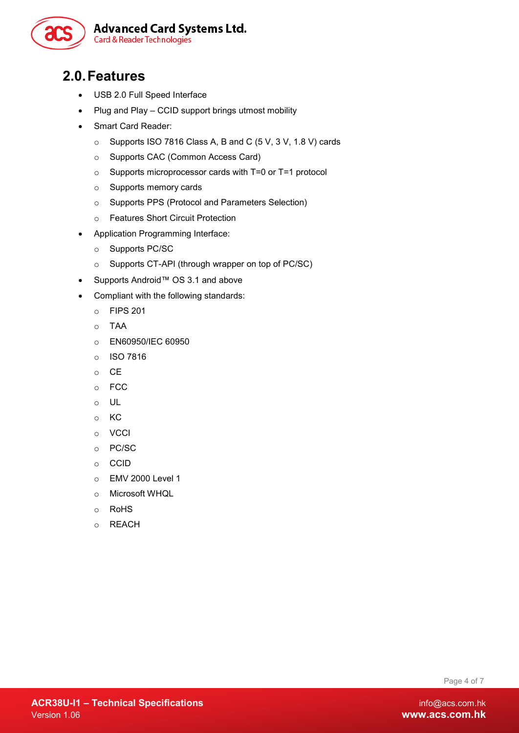## 2.0. Features

- USB 2.0 Full Speed Interface
- Plug and Play – CCID support brings utmost mobility
- Smart Card Reader:
    - Supports ISO 7816 Class A, B and C (5 V, 3 V, 1.8 V) cards
    - Supports CAC (Common Access Card)
    - Supports microprocessor cards with T=0 or T=1 protocol
    - Supports memory cards
    - Supports PPS (Protocol and Parameters Selection)
    - Features Short Circuit Protection
- Application Programming Interface:
    - Supports PC/SC
    - Supports CT-API (through wrapper on top of PC/SC)
- Supports Android™ OS 3.1 and above
- Compliant with the following standards:
    - FIPS 201
    - TAA
    - EN60950/IEC 60950
    - ISO 7816
    - CE
    - FCC
    - UL
    - KC
    - VCCI
    - PC/SC
    - CCID
    - EMV 2000 Level 1
    - Microsoft WHQL
    - RoHS
    - REACH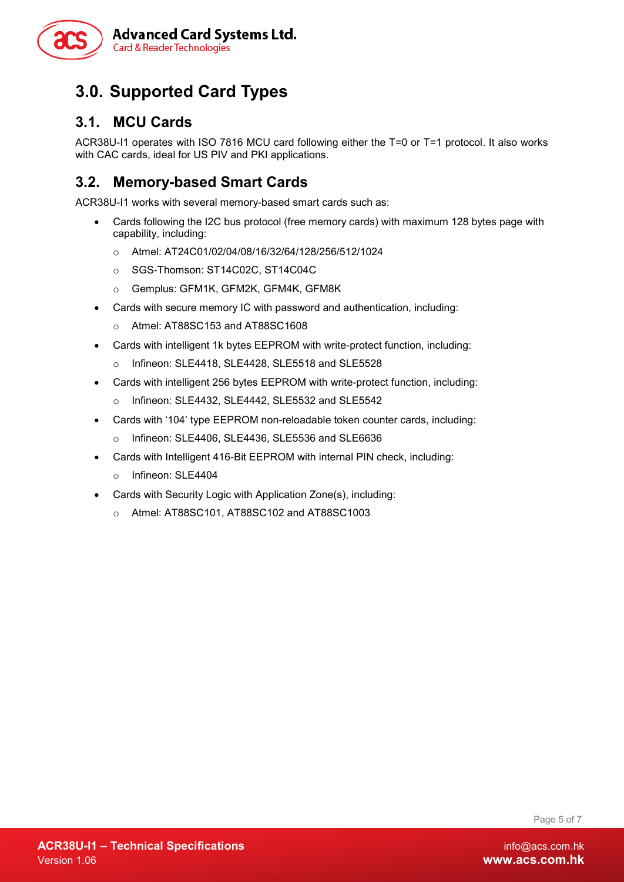# 3.0. Supported Card Types

## 3.1. MCU Cards

ACR38U-I1 operates with ISO 7816 MCU card following either the T=0 or T=1 protocol. It also works with CAC cards, ideal for US PIV and PKI applications.

## 3.2. Memory-based Smart Cards

ACR38U-I1 works with several memory-based smart cards such as:

- Cards following the I2C bus protocol (free memory cards) with maximum 128 bytes page with capability, including:
    - Atmel: AT24C01/02/04/08/16/32/64/128/256/512/1024
    - SGS-Thomson: ST14C02C, ST14C04C
    - Gemplus: GFM1K, GFM2K, GFM4K, GFM8K
- Cards with secure memory IC with password and authentication, including:
    - Atmel: AT88SC153 and AT88SC1608
- Cards with intelligent 1k bytes EEPROM with write-protect function, including:
    - Infineon: SLE4418, SLE4428, SLE5518 and SLE5528
- Cards with intelligent 256 bytes EEPROM with write-protect function, including:
    - Infineon: SLE4432, SLE4442, SLE5532 and SLE5542
- Cards with '104' type EEPROM non-reloadable token counter cards, including:
    - Infineon: SLE4406, SLE4436, SLE5536 and SLE6636
- Cards with Intelligent 416-Bit EEPROM with internal PIN check, including:
    - Infineon: SLE4404
- Cards with Security Logic with Application Zone(s), including:
    - Atmel: AT88SC101, AT88SC102 and AT88SC1003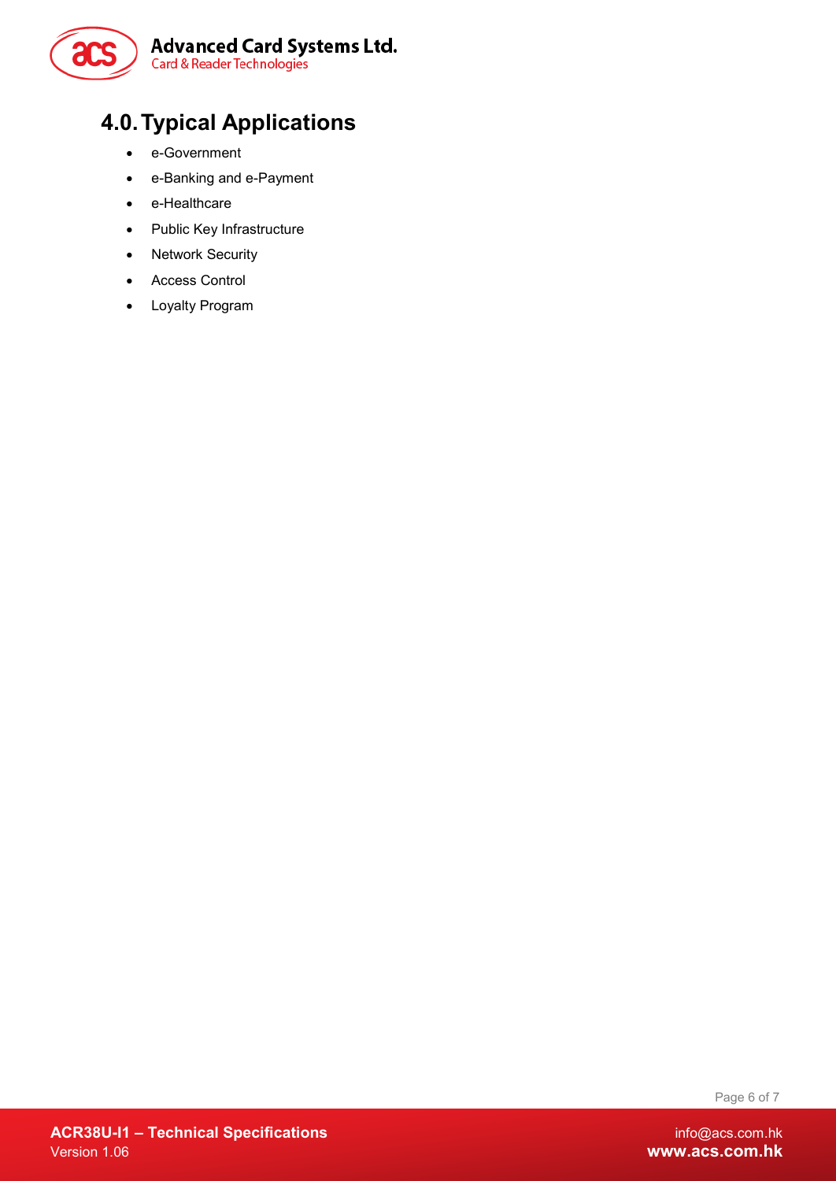# 4.0. Typical Applications

- e-Government
- e-Banking and e-Payment
- e-Healthcare
- Public Key Infrastructure
- Network Security
- Access Control
- Loyalty Program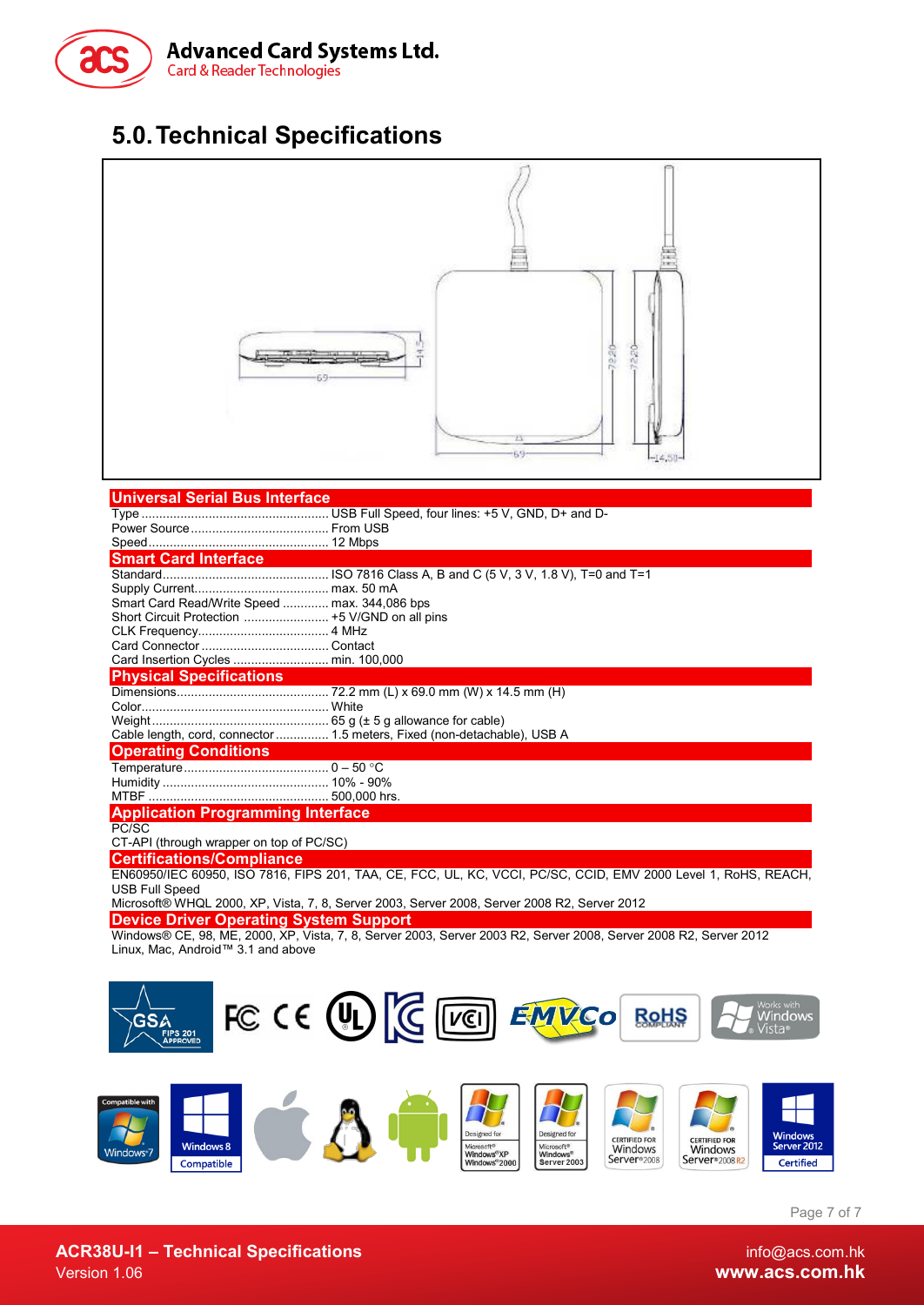# 5.0. Technical Specifications

69

14.5

72.20

72.20

69

14.50

## Universal Serial Bus Interface

Type ..................................................... USB Full Speed, four lines: +5 V, GND, D+ and D-
Power Source ........................................ From USB
Speed ................................................... 12 Mbps

## Smart Card Interface

Standard ............................................... ISO 7816 Class A, B and C (5 V, 3 V, 1.8 V), T=0 and T=1
Supply Current ...................................... max. 50 mA
Smart Card Read/Write Speed ............. max. 344,086 bps
Short Circuit Protection ........................ +5 V/GND on all pins
CLK Frequency ..................................... 4 MHz
Card Connector .................................... Contact
Card Insertion Cycles ........................... min. 100,000

## Physical Specifications

Dimensions ........................................... 72.2 mm (L) x 69.0 mm (W) x 14.5 mm (H)
Color ..................................................... White
Weight .................................................. 65 g (± 5 g allowance for cable)
Cable length, cord, connector .............. 1.5 meters, Fixed (non-detachable), USB A

## Operating Conditions

Temperature ......................................... 0 – 50 °C
Humidity ............................................... 10% - 90%
MTBF ................................................... 500,000 hrs.

## Application Programming Interface

PC/SC
CT-API (through wrapper on top of PC/SC)

## Certifications/Compliance

EN60950/IEC 60950, ISO 7816, FIPS 201, TAA, CE, FCC, UL, KC, VCCI, PC/SC, CCID, EMV 2000 Level 1, RoHS, REACH, USB Full Speed
Microsoft® WHQL 2000, XP, Vista, 7, 8, Server 2003, Server 2008, Server 2008 R2, Server 2012

## Device Driver Operating System Support

Windows® CE, 98, ME, 2000, XP, Vista, 7, 8, Server 2003, Server 2003 R2, Server 2008, Server 2008 R2, Server 2012
Linux, Mac, Android™ 3.1 and above